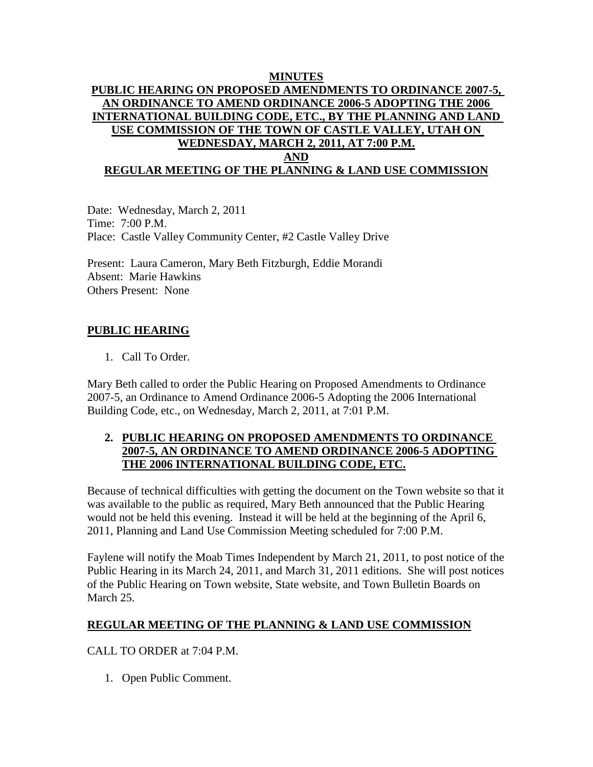# MINUTES

# PUBLIC HEARING ON PROPOSED AMENDMENTS TO ORDINANCE 2007-5, AN ORDINANCE TO AMEND ORDINANCE 2006-5 ADOPTING THE 2006 INTERNATIONAL BUILDING CODE, ETC., BY THE PLANNING AND LAND USE COMMISSION OF THE TOWN OF CASTLE VALLEY, UTAH ON WEDNESDAY, MARCH 2, 2011, AT 7:00 P.M.

# AND

# REGULAR MEETING OF THE PLANNING & LAND USE COMMISSION

Date: Wednesday, March 2, 2011
Time: 7:00 P.M.
Place: Castle Valley Community Center, #2 Castle Valley Drive

Present: Laura Cameron, Mary Beth Fitzburgh, Eddie Morandi
Absent: Marie Hawkins
Others Present: None

## PUBLIC HEARING

1. Call To Order.

Mary Beth called to order the Public Hearing on Proposed Amendments to Ordinance 2007-5, an Ordinance to Amend Ordinance 2006-5 Adopting the 2006 International Building Code, etc., on Wednesday, March 2, 2011, at 7:01 P.M.

2. **PUBLIC HEARING ON PROPOSED AMENDMENTS TO ORDINANCE 2007-5, AN ORDINANCE TO AMEND ORDINANCE 2006-5 ADOPTING THE 2006 INTERNATIONAL BUILDING CODE, ETC.**

Because of technical difficulties with getting the document on the Town website so that it was available to the public as required, Mary Beth announced that the Public Hearing would not be held this evening. Instead it will be held at the beginning of the April 6, 2011, Planning and Land Use Commission Meeting scheduled for 7:00 P.M.

Faylene will notify the Moab Times Independent by March 21, 2011, to post notice of the Public Hearing in its March 24, 2011, and March 31, 2011 editions. She will post notices of the Public Hearing on Town website, State website, and Town Bulletin Boards on March 25.

## REGULAR MEETING OF THE PLANNING & LAND USE COMMISSION

CALL TO ORDER at 7:04 P.M.

1. Open Public Comment.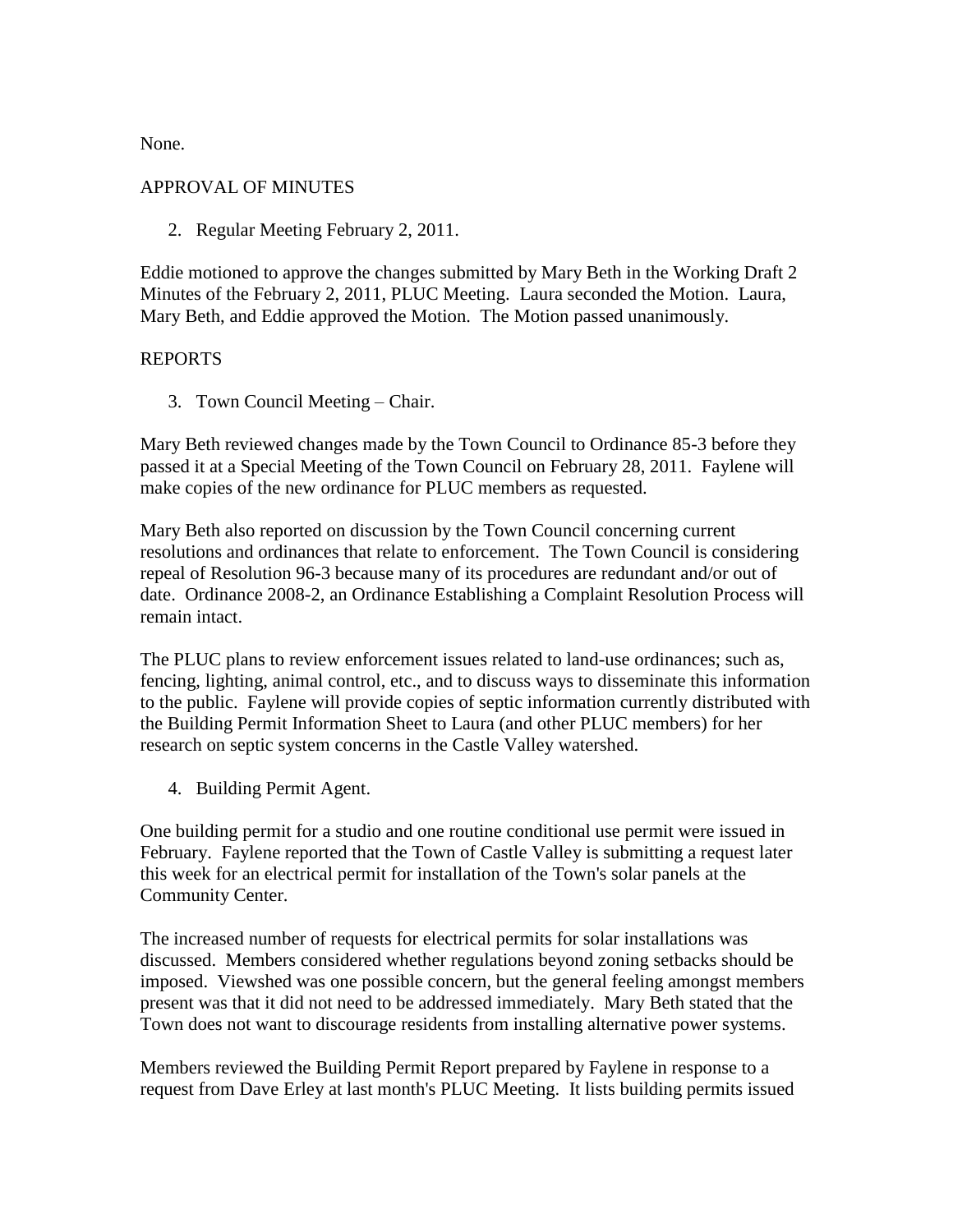None.

APPROVAL OF MINUTES

2. Regular Meeting February 2, 2011.

Eddie motioned to approve the changes submitted by Mary Beth in the Working Draft 2 Minutes of the February 2, 2011, PLUC Meeting. Laura seconded the Motion. Laura, Mary Beth, and Eddie approved the Motion. The Motion passed unanimously.

REPORTS

3. Town Council Meeting – Chair.

Mary Beth reviewed changes made by the Town Council to Ordinance 85-3 before they passed it at a Special Meeting of the Town Council on February 28, 2011. Faylene will make copies of the new ordinance for PLUC members as requested.

Mary Beth also reported on discussion by the Town Council concerning current resolutions and ordinances that relate to enforcement. The Town Council is considering repeal of Resolution 96-3 because many of its procedures are redundant and/or out of date. Ordinance 2008-2, an Ordinance Establishing a Complaint Resolution Process will remain intact.

The PLUC plans to review enforcement issues related to land-use ordinances; such as, fencing, lighting, animal control, etc., and to discuss ways to disseminate this information to the public. Faylene will provide copies of septic information currently distributed with the Building Permit Information Sheet to Laura (and other PLUC members) for her research on septic system concerns in the Castle Valley watershed.

4. Building Permit Agent.

One building permit for a studio and one routine conditional use permit were issued in February. Faylene reported that the Town of Castle Valley is submitting a request later this week for an electrical permit for installation of the Town's solar panels at the Community Center.

The increased number of requests for electrical permits for solar installations was discussed. Members considered whether regulations beyond zoning setbacks should be imposed. Viewshed was one possible concern, but the general feeling amongst members present was that it did not need to be addressed immediately. Mary Beth stated that the Town does not want to discourage residents from installing alternative power systems.

Members reviewed the Building Permit Report prepared by Faylene in response to a request from Dave Erley at last month's PLUC Meeting. It lists building permits issued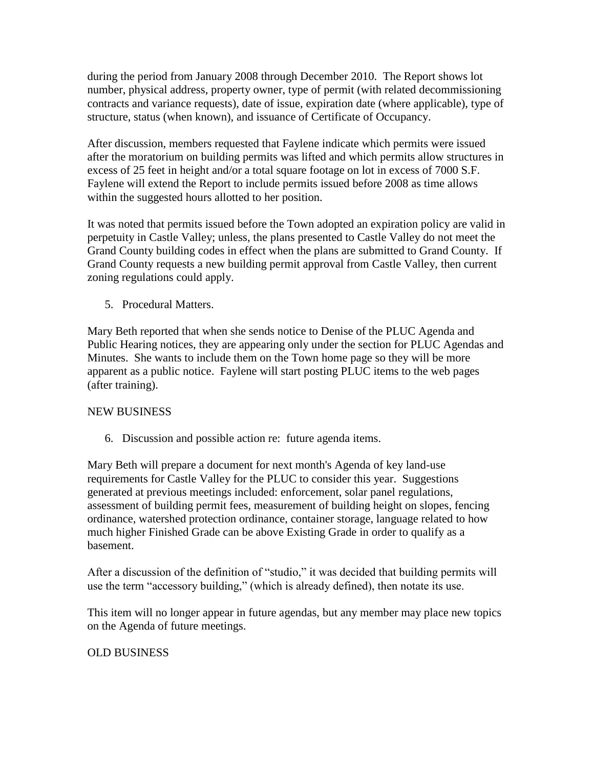during the period from January 2008 through December 2010. The Report shows lot number, physical address, property owner, type of permit (with related decommissioning contracts and variance requests), date of issue, expiration date (where applicable), type of structure, status (when known), and issuance of Certificate of Occupancy.

After discussion, members requested that Faylene indicate which permits were issued after the moratorium on building permits was lifted and which permits allow structures in excess of 25 feet in height and/or a total square footage on lot in excess of 7000 S.F. Faylene will extend the Report to include permits issued before 2008 as time allows within the suggested hours allotted to her position.

It was noted that permits issued before the Town adopted an expiration policy are valid in perpetuity in Castle Valley; unless, the plans presented to Castle Valley do not meet the Grand County building codes in effect when the plans are submitted to Grand County. If Grand County requests a new building permit approval from Castle Valley, then current zoning regulations could apply.

5. Procedural Matters.

Mary Beth reported that when she sends notice to Denise of the PLUC Agenda and Public Hearing notices, they are appearing only under the section for PLUC Agendas and Minutes. She wants to include them on the Town home page so they will be more apparent as a public notice. Faylene will start posting PLUC items to the web pages (after training).

NEW BUSINESS

6. Discussion and possible action re: future agenda items.

Mary Beth will prepare a document for next month's Agenda of key land-use requirements for Castle Valley for the PLUC to consider this year. Suggestions generated at previous meetings included: enforcement, solar panel regulations, assessment of building permit fees, measurement of building height on slopes, fencing ordinance, watershed protection ordinance, container storage, language related to how much higher Finished Grade can be above Existing Grade in order to qualify as a basement.

After a discussion of the definition of "studio," it was decided that building permits will use the term "accessory building," (which is already defined), then notate its use.

This item will no longer appear in future agendas, but any member may place new topics on the Agenda of future meetings.

OLD BUSINESS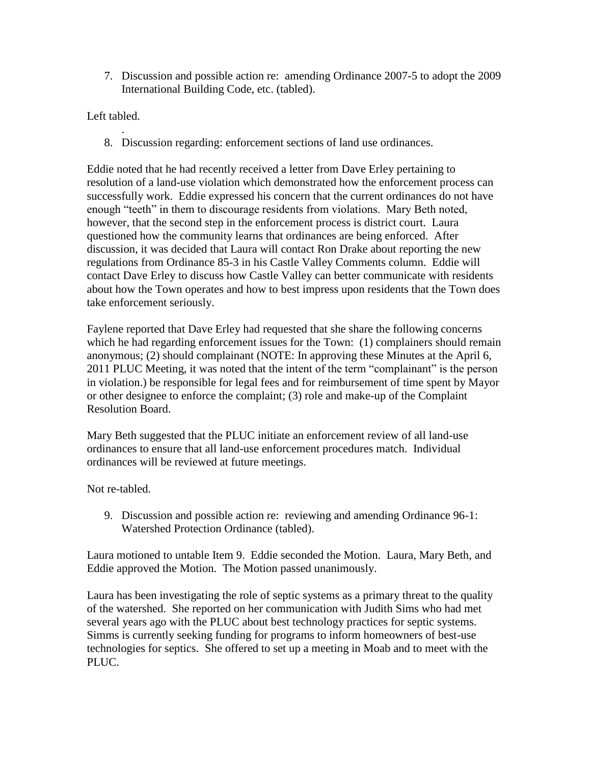7. Discussion and possible action re: amending Ordinance 2007-5 to adopt the 2009 International Building Code, etc. (tabled).

Left tabled.

.

8. Discussion regarding: enforcement sections of land use ordinances.

Eddie noted that he had recently received a letter from Dave Erley pertaining to resolution of a land-use violation which demonstrated how the enforcement process can successfully work. Eddie expressed his concern that the current ordinances do not have enough "teeth" in them to discourage residents from violations. Mary Beth noted, however, that the second step in the enforcement process is district court. Laura questioned how the community learns that ordinances are being enforced. After discussion, it was decided that Laura will contact Ron Drake about reporting the new regulations from Ordinance 85-3 in his Castle Valley Comments column. Eddie will contact Dave Erley to discuss how Castle Valley can better communicate with residents about how the Town operates and how to best impress upon residents that the Town does take enforcement seriously.

Faylene reported that Dave Erley had requested that she share the following concerns which he had regarding enforcement issues for the Town: (1) complainers should remain anonymous; (2) should complainant (NOTE: In approving these Minutes at the April 6, 2011 PLUC Meeting, it was noted that the intent of the term "complainant" is the person in violation.) be responsible for legal fees and for reimbursement of time spent by Mayor or other designee to enforce the complaint; (3) role and make-up of the Complaint Resolution Board.

Mary Beth suggested that the PLUC initiate an enforcement review of all land-use ordinances to ensure that all land-use enforcement procedures match. Individual ordinances will be reviewed at future meetings.

Not re-tabled.

9. Discussion and possible action re: reviewing and amending Ordinance 96-1: Watershed Protection Ordinance (tabled).

Laura motioned to untable Item 9. Eddie seconded the Motion. Laura, Mary Beth, and Eddie approved the Motion. The Motion passed unanimously.

Laura has been investigating the role of septic systems as a primary threat to the quality of the watershed. She reported on her communication with Judith Sims who had met several years ago with the PLUC about best technology practices for septic systems. Simms is currently seeking funding for programs to inform homeowners of best-use technologies for septics. She offered to set up a meeting in Moab and to meet with the PLUC.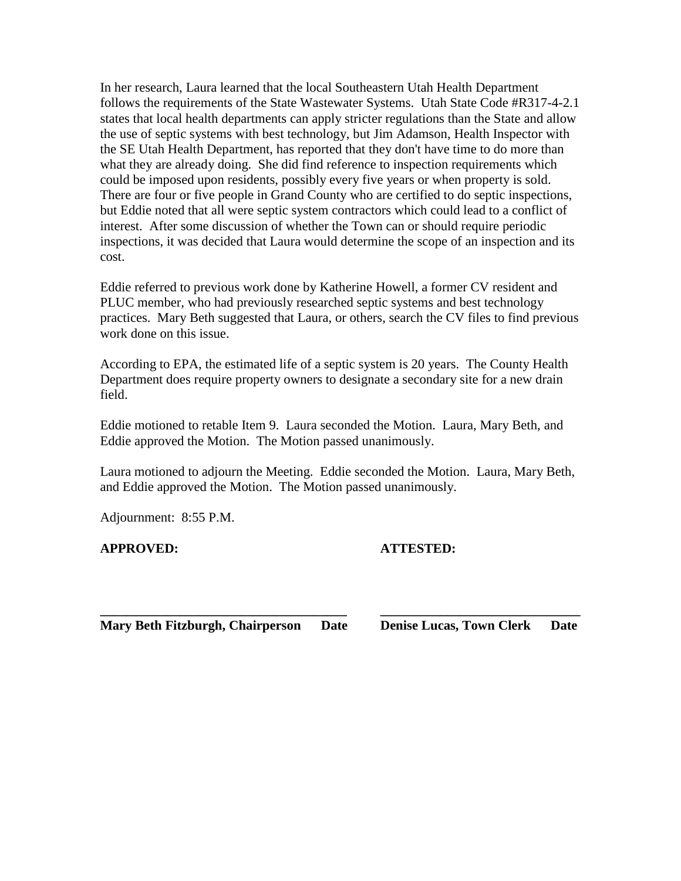In her research, Laura learned that the local Southeastern Utah Health Department follows the requirements of the State Wastewater Systems. Utah State Code #R317-4-2.1 states that local health departments can apply stricter regulations than the State and allow the use of septic systems with best technology, but Jim Adamson, Health Inspector with the SE Utah Health Department, has reported that they don't have time to do more than what they are already doing. She did find reference to inspection requirements which could be imposed upon residents, possibly every five years or when property is sold. There are four or five people in Grand County who are certified to do septic inspections, but Eddie noted that all were septic system contractors which could lead to a conflict of interest. After some discussion of whether the Town can or should require periodic inspections, it was decided that Laura would determine the scope of an inspection and its cost.

Eddie referred to previous work done by Katherine Howell, a former CV resident and PLUC member, who had previously researched septic systems and best technology practices. Mary Beth suggested that Laura, or others, search the CV files to find previous work done on this issue.

According to EPA, the estimated life of a septic system is 20 years. The County Health Department does require property owners to designate a secondary site for a new drain field.

Eddie motioned to retable Item 9. Laura seconded the Motion. Laura, Mary Beth, and Eddie approved the Motion. The Motion passed unanimously.

Laura motioned to adjourn the Meeting. Eddie seconded the Motion. Laura, Mary Beth, and Eddie approved the Motion. The Motion passed unanimously.

Adjournment: 8:55 P.M.

**APPROVED:** **ATTESTED:**

\_\_\_\_\_\_\_\_\_\_\_\_\_\_\_\_\_\_\_\_\_\_\_\_\_\_\_\_\_\_\_\_\_\_\_\_ \_\_\_\_\_\_\_\_\_\_\_\_\_\_\_\_\_\_\_\_\_\_\_\_\_\_\_\_\_\_

**Mary Beth Fitzburgh, Chairperson Date** **Denise Lucas, Town Clerk Date**